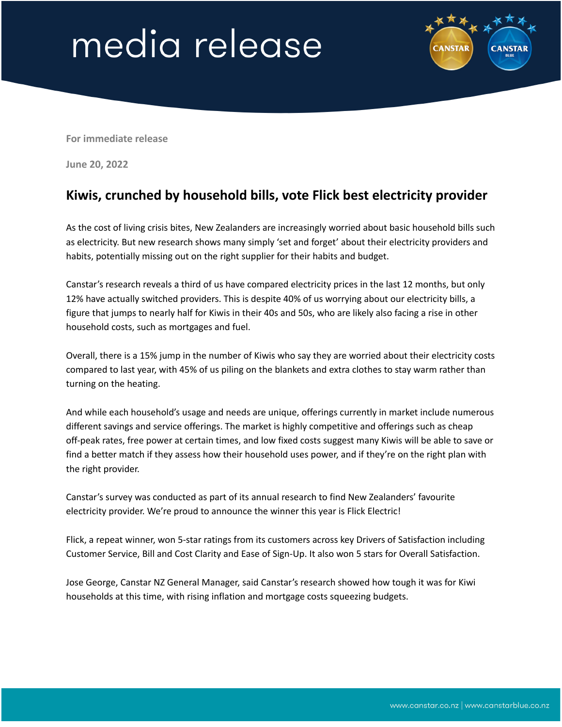# media release

For immediate release

June 20, 2022

## Kiwis, crunched by household bills, vote Flick best electricity provider

As the cost of living crisis bites, New Zealanders are increasingly worried about basic household bills such as electricity. But new research shows many simply 'set and forget' about their electricity providers and habits, potentially missing out on the right supplier for their habits and budget.

Canstar's research reveals a third of us have compared electricity prices in the last 12 months, but only 12% have actually switched providers. This is despite 40% of us worrying about our electricity bills, a figure that jumps to nearly half for Kiwis in their 40s and 50s, who are likely also facing a rise in other household costs, such as mortgages and fuel.

Overall, there is a 15% jump in the number of Kiwis who say they are worried about their electricity costs compared to last year, with 45% of us piling on the blankets and extra clothes to stay warm rather than turning on the heating.

And while each household's usage and needs are unique, offerings currently in market include numerous different savings and service offerings. The market is highly competitive and offerings such as cheap off-peak rates, free power at certain times, and low fixed costs suggest many Kiwis will be able to save or find a better match if they assess how their household uses power, and if they're on the right plan with the right provider.

Canstar's survey was conducted as part of its annual research to find New Zealanders' favourite electricity provider. We're proud to announce the winner this year is Flick Electric!

Flick, a repeat winner, won 5-star ratings from its customers across key Drivers of Satisfaction including Customer Service, Bill and Cost Clarity and Ease of Sign-Up. It also won 5 stars for Overall Satisfaction.

Jose George, Canstar NZ General Manager, said Canstar's research showed how tough it was for Kiwi households at this time, with rising inflation and mortgage costs squeezing budgets.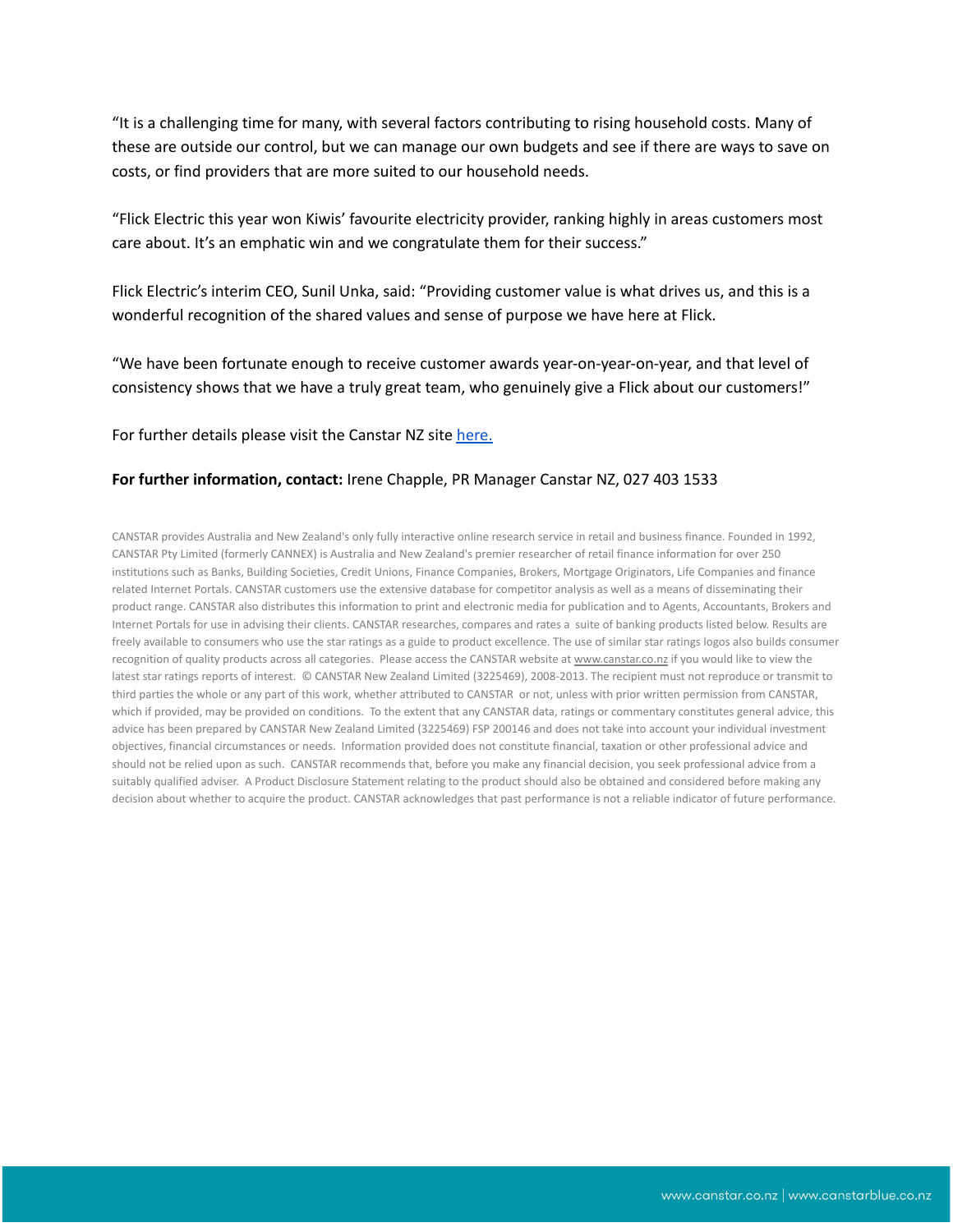"It is a challenging time for many, with several factors contributing to rising household costs. Many of these are outside our control, but we can manage our own budgets and see if there are ways to save on costs, or find providers that are more suited to our household needs.

"Flick Electric this year won Kiwis' favourite electricity provider, ranking highly in areas customers most care about. It's an emphatic win and we congratulate them for their success."

Flick Electric's interim CEO, Sunil Unka, said: "Providing customer value is what drives us, and this is a wonderful recognition of the shared values and sense of purpose we have here at Flick.

"We have been fortunate enough to receive customer awards year-on-year-on-year, and that level of consistency shows that we have a truly great team, who genuinely give a Flick about our customers!"

For further details please visit the Canstar NZ site [here.](#)

**For further information, contact:** Irene Chapple, PR Manager Canstar NZ, 027 403 1533

CANSTAR provides Australia and New Zealand's only fully interactive online research service in retail and business finance. Founded in 1992, CANSTAR Pty Limited (formerly CANNEX) is Australia and New Zealand's premier researcher of retail finance information for over 250 institutions such as Banks, Building Societies, Credit Unions, Finance Companies, Brokers, Mortgage Originators, Life Companies and finance related Internet Portals. CANSTAR customers use the extensive database for competitor analysis as well as a means of disseminating their product range. CANSTAR also distributes this information to print and electronic media for publication and to Agents, Accountants, Brokers and Internet Portals for use in advising their clients. CANSTAR researches, compares and rates a suite of banking products listed below. Results are freely available to consumers who use the star ratings as a guide to product excellence. The use of similar star ratings logos also builds consumer recognition of quality products across all categories. Please access the CANSTAR website at www.canstar.co.nz if you would like to view the latest star ratings reports of interest. © CANSTAR New Zealand Limited (3225469), 2008-2013. The recipient must not reproduce or transmit to third parties the whole or any part of this work, whether attributed to CANSTAR or not, unless with prior written permission from CANSTAR, which if provided, may be provided on conditions. To the extent that any CANSTAR data, ratings or commentary constitutes general advice, this advice has been prepared by CANSTAR New Zealand Limited (3225469) FSP 200146 and does not take into account your individual investment objectives, financial circumstances or needs. Information provided does not constitute financial, taxation or other professional advice and should not be relied upon as such. CANSTAR recommends that, before you make any financial decision, you seek professional advice from a suitably qualified adviser. A Product Disclosure Statement relating to the product should also be obtained and considered before making any decision about whether to acquire the product. CANSTAR acknowledges that past performance is not a reliable indicator of future performance.